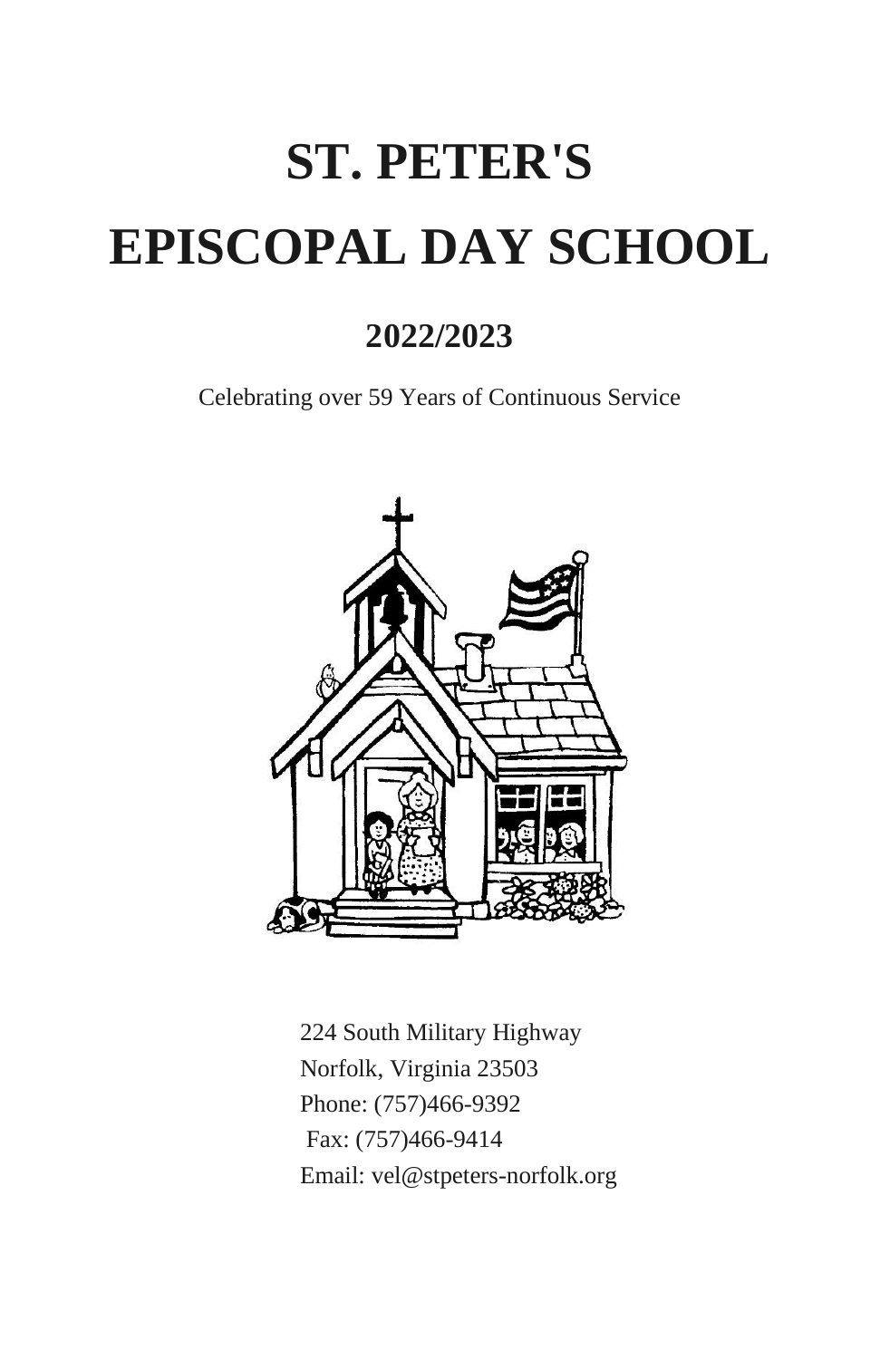# ST. PETER'S

# EPISCOPAL DAY SCHOOL

## 2022/2023

Celebrating over 59 Years of Continuous Service

224 South Military Highway
Norfolk, Virginia 23503
Phone: (757)466-9392
Fax: (757)466-9414
Email: vel@stpeters-norfolk.org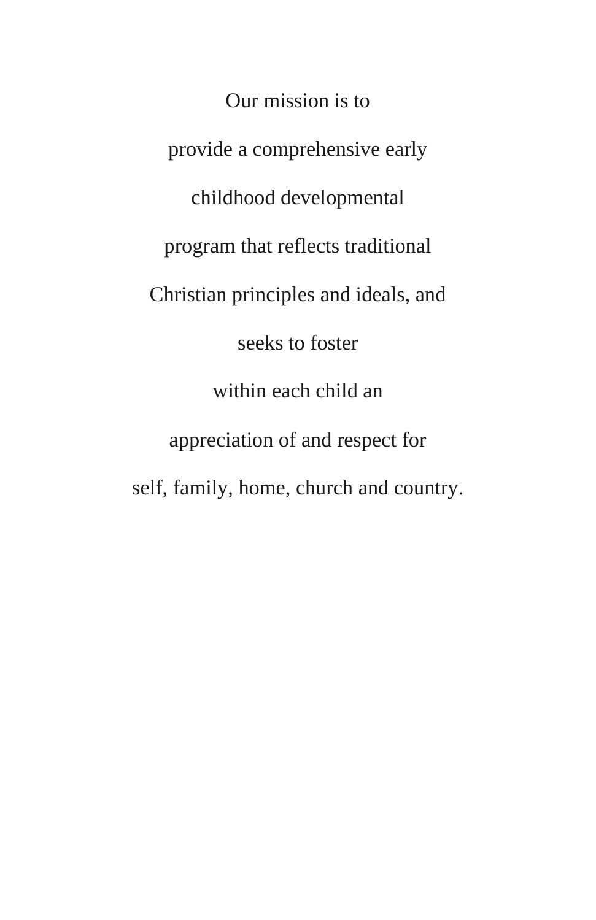Our mission is to

provide a comprehensive early

childhood developmental

program that reflects traditional

Christian principles and ideals, and

seeks to foster

within each child an

appreciation of and respect for

self, family, home, church and country.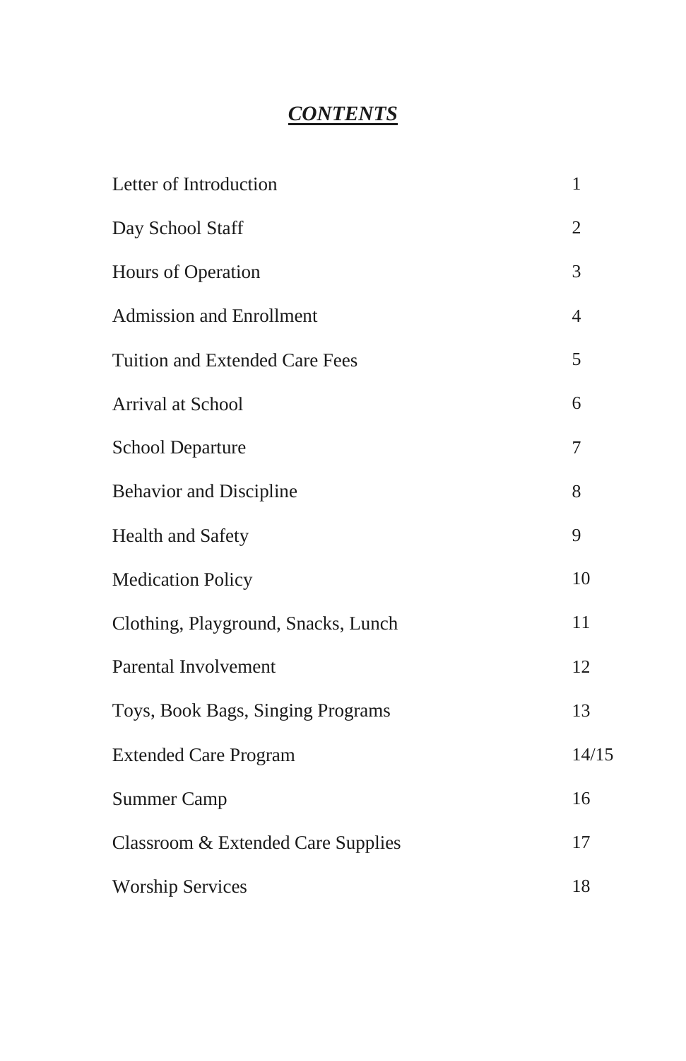# ***CONTENTS***

| | |
|---|---|
| Letter of Introduction | 1 |
| Day School Staff | 2 |
| Hours of Operation | 3 |
| Admission and Enrollment | 4 |
| Tuition and Extended Care Fees | 5 |
| Arrival at School | 6 |
| School Departure | 7 |
| Behavior and Discipline | 8 |
| Health and Safety | 9 |
| Medication Policy | 10 |
| Clothing, Playground, Snacks, Lunch | 11 |
| Parental Involvement | 12 |
| Toys, Book Bags, Singing Programs | 13 |
| Extended Care Program | 14/15 |
| Summer Camp | 16 |
| Classroom & Extended Care Supplies | 17 |
| Worship Services | 18 |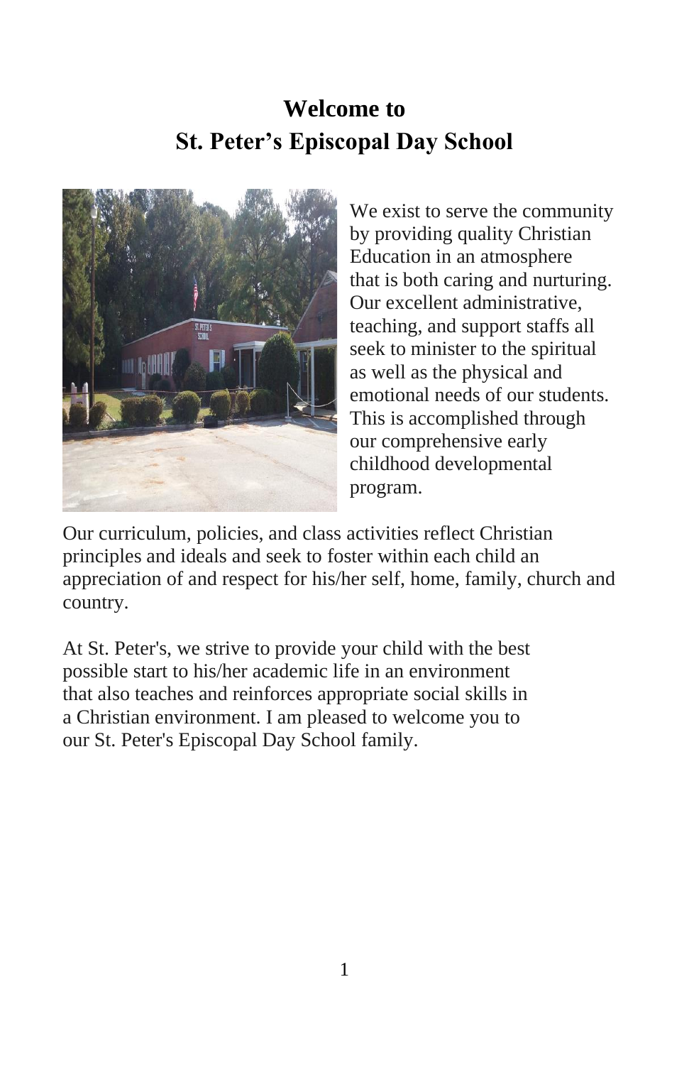# Welcome to St. Peter's Episcopal Day School

We exist to serve the community by providing quality Christian Education in an atmosphere that is both caring and nurturing. Our excellent administrative, teaching, and support staffs all seek to minister to the spiritual as well as the physical and emotional needs of our students. This is accomplished through our comprehensive early childhood developmental program.

Our curriculum, policies, and class activities reflect Christian principles and ideals and seek to foster within each child an appreciation of and respect for his/her self, home, family, church and country.

At St. Peter's, we strive to provide your child with the best possible start to his/her academic life in an environment that also teaches and reinforces appropriate social skills in a Christian environment. I am pleased to welcome you to our St. Peter's Episcopal Day School family.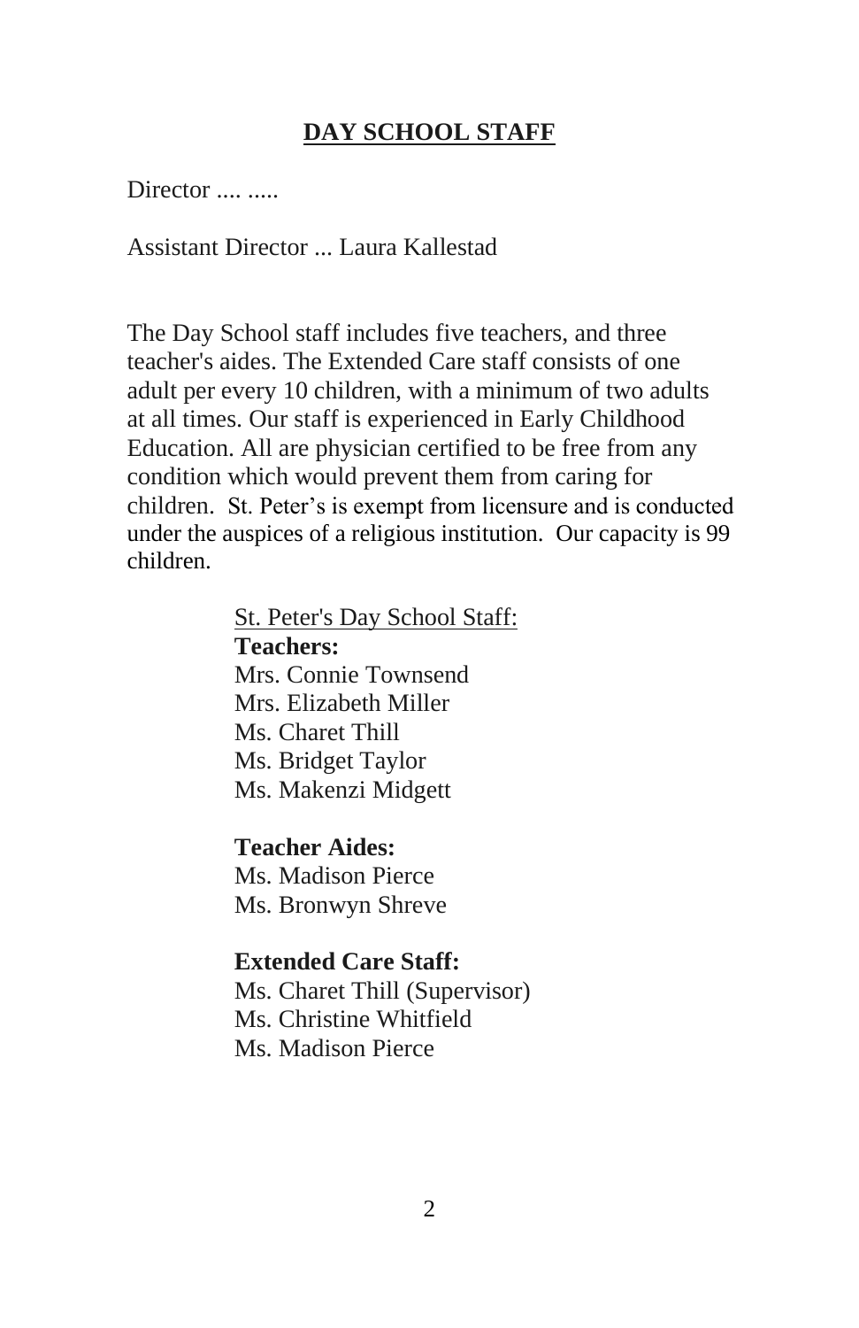# DAY SCHOOL STAFF

Director .... .....

Assistant Director ... Laura Kallestad

The Day School staff includes five teachers, and three teacher's aides. The Extended Care staff consists of one adult per every 10 children, with a minimum of two adults at all times. Our staff is experienced in Early Childhood Education. All are physician certified to be free from any condition which would prevent them from caring for children. St. Peter's is exempt from licensure and is conducted under the auspices of a religious institution. Our capacity is 99 children.

St. Peter's Day School Staff:

**Teachers:**
Mrs. Connie Townsend
Mrs. Elizabeth Miller
Ms. Charet Thill
Ms. Bridget Taylor
Ms. Makenzi Midgett

**Teacher Aides:**
Ms. Madison Pierce
Ms. Bronwyn Shreve

**Extended Care Staff:**
Ms. Charet Thill (Supervisor)
Ms. Christine Whitfield
Ms. Madison Pierce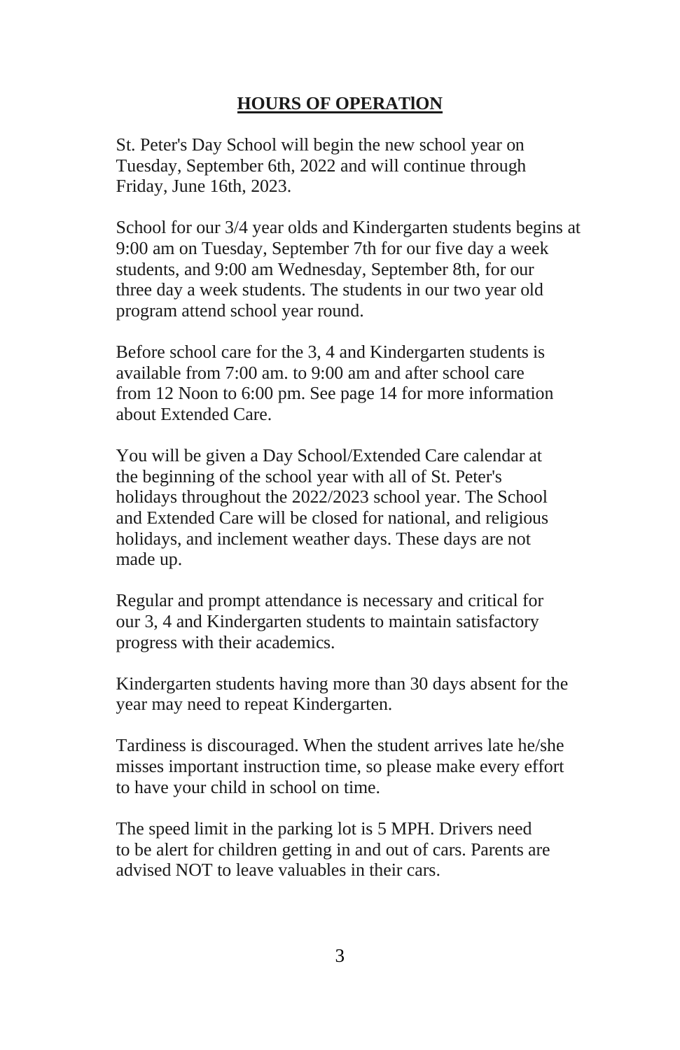## HOURS OF OPERATION

St. Peter's Day School will begin the new school year on Tuesday, September 6th, 2022 and will continue through Friday, June 16th, 2023.

School for our 3/4 year olds and Kindergarten students begins at 9:00 am on Tuesday, September 7th for our five day a week students, and 9:00 am Wednesday, September 8th, for our three day a week students. The students in our two year old program attend school year round.

Before school care for the 3, 4 and Kindergarten students is available from 7:00 am. to 9:00 am and after school care from 12 Noon to 6:00 pm. See page 14 for more information about Extended Care.

You will be given a Day School/Extended Care calendar at the beginning of the school year with all of St. Peter's holidays throughout the 2022/2023 school year. The School and Extended Care will be closed for national, and religious holidays, and inclement weather days. These days are not made up.

Regular and prompt attendance is necessary and critical for our 3, 4 and Kindergarten students to maintain satisfactory progress with their academics.

Kindergarten students having more than 30 days absent for the year may need to repeat Kindergarten.

Tardiness is discouraged. When the student arrives late he/she misses important instruction time, so please make every effort to have your child in school on time.

The speed limit in the parking lot is 5 MPH. Drivers need to be alert for children getting in and out of cars. Parents are advised NOT to leave valuables in their cars.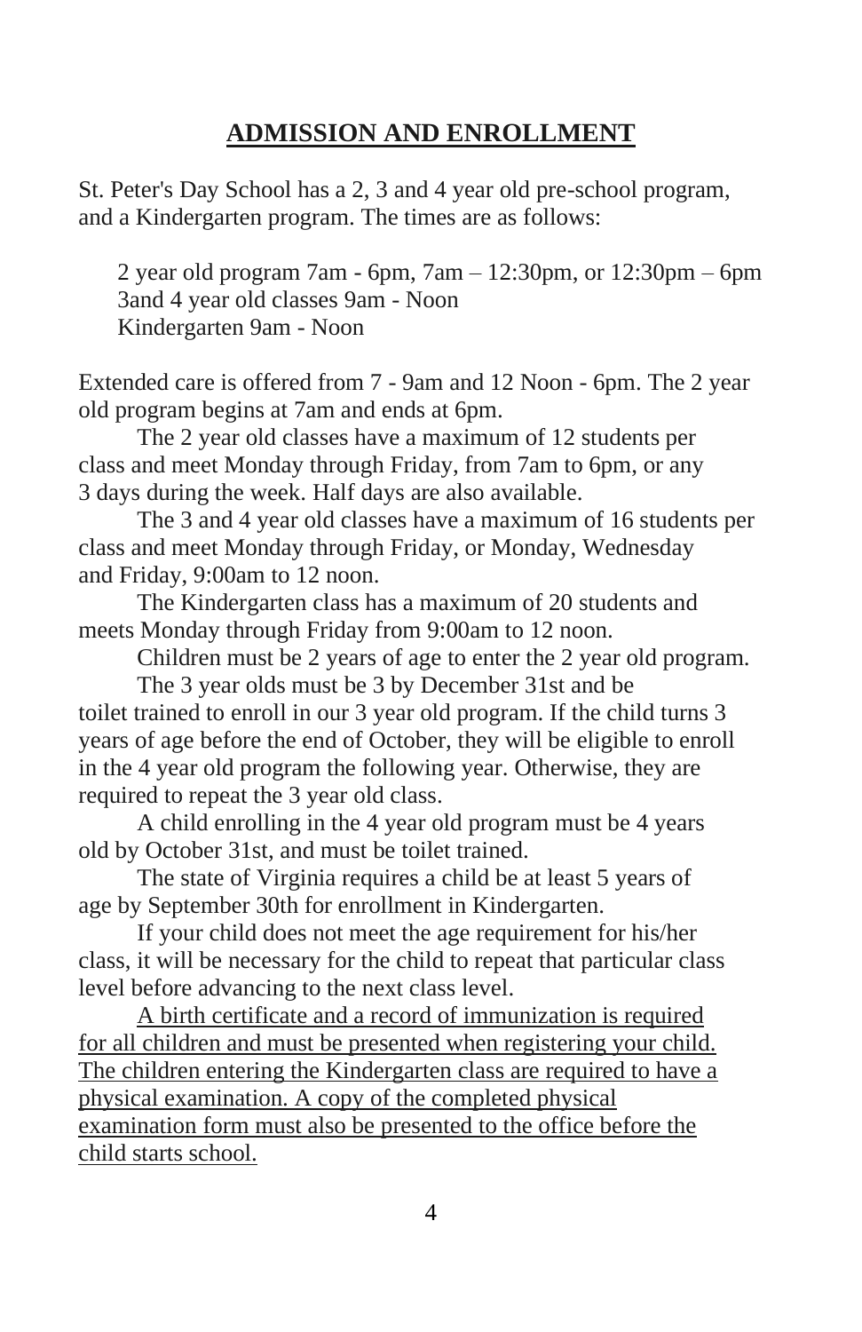## ADMISSION AND ENROLLMENT

St. Peter's Day School has a 2, 3 and 4 year old pre-school program, and a Kindergarten program. The times are as follows:

2 year old program 7am - 6pm, 7am – 12:30pm, or 12:30pm – 6pm
3and 4 year old classes 9am - Noon
Kindergarten 9am - Noon

Extended care is offered from 7 - 9am and 12 Noon - 6pm. The 2 year old program begins at 7am and ends at 6pm.

The 2 year old classes have a maximum of 12 students per class and meet Monday through Friday, from 7am to 6pm, or any 3 days during the week. Half days are also available.

The 3 and 4 year old classes have a maximum of 16 students per class and meet Monday through Friday, or Monday, Wednesday and Friday, 9:00am to 12 noon.

The Kindergarten class has a maximum of 20 students and meets Monday through Friday from 9:00am to 12 noon.

Children must be 2 years of age to enter the 2 year old program.

The 3 year olds must be 3 by December 31st and be toilet trained to enroll in our 3 year old program. If the child turns 3 years of age before the end of October, they will be eligible to enroll in the 4 year old program the following year. Otherwise, they are required to repeat the 3 year old class.

A child enrolling in the 4 year old program must be 4 years old by October 31st, and must be toilet trained.

The state of Virginia requires a child be at least 5 years of age by September 30th for enrollment in Kindergarten.

If your child does not meet the age requirement for his/her class, it will be necessary for the child to repeat that particular class level before advancing to the next class level.

<u>A birth certificate and a record of immunization is required for all children and must be presented when registering your child. The children entering the Kindergarten class are required to have a physical examination. A copy of the completed physical examination form must also be presented to the office before the child starts school.</u>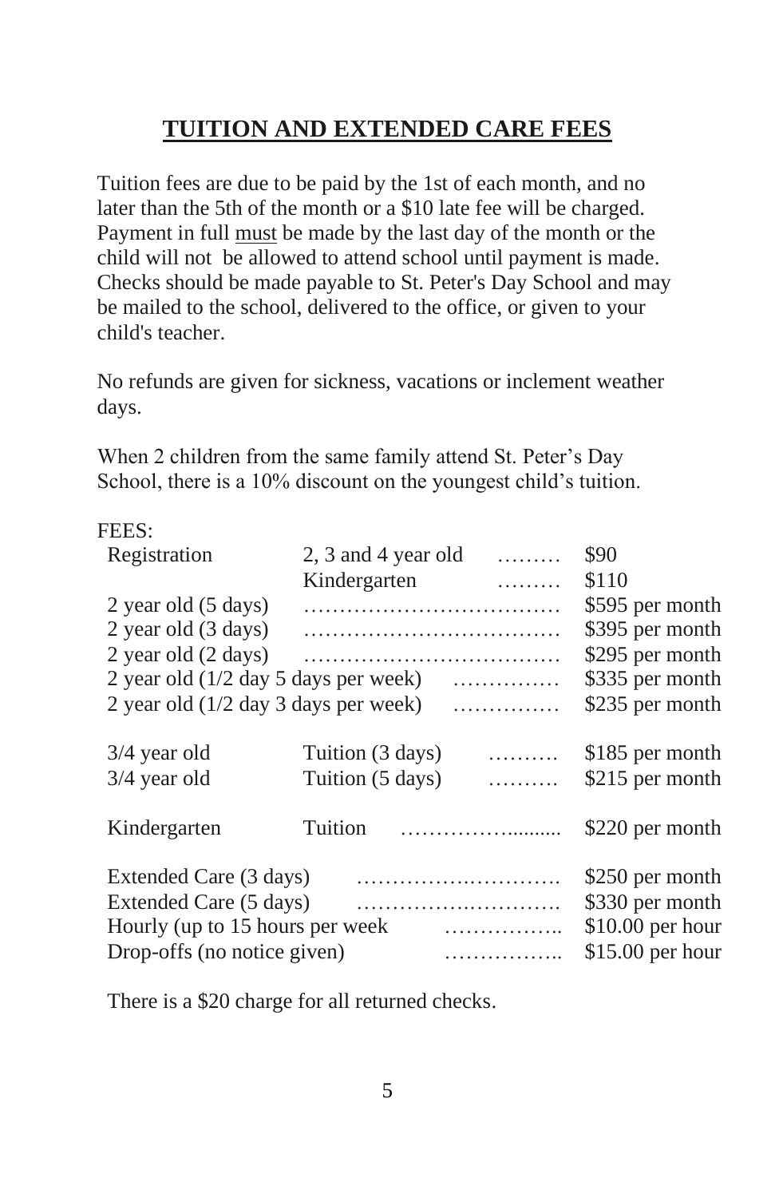## TUITION AND EXTENDED CARE FEES

Tuition fees are due to be paid by the 1st of each month, and no later than the 5th of the month or a $10 late fee will be charged. Payment in full must be made by the last day of the month or the child will not be allowed to attend school until payment is made. Checks should be made payable to St. Peter's Day School and may be mailed to the school, delivered to the office, or given to your child's teacher.

No refunds are given for sickness, vacations or inclement weather days.

When 2 children from the same family attend St. Peter's Day School, there is a 10% discount on the youngest child's tuition.

FEES:

| | | |
|---|---|---|
| Registration | 2, 3 and 4 year old | $90 |
| | Kindergarten | $110 |
| 2 year old (5 days) | | $595 per month |
| 2 year old (3 days) | | $395 per month |
| 2 year old (2 days) | | $295 per month |
| 2 year old (1/2 day 5 days per week) | | $335 per month |
| 2 year old (1/2 day 3 days per week) | | $235 per month |
| 3/4 year old | Tuition (3 days) | $185 per month |
| 3/4 year old | Tuition (5 days) | $215 per month |
| Kindergarten | Tuition | $220 per month |
| Extended Care (3 days) | | $250 per month |
| Extended Care (5 days) | | $330 per month |
| Hourly (up to 15 hours per week | | $10.00 per hour |
| Drop-offs (no notice given) | | $15.00 per hour |

There is a $20 charge for all returned checks.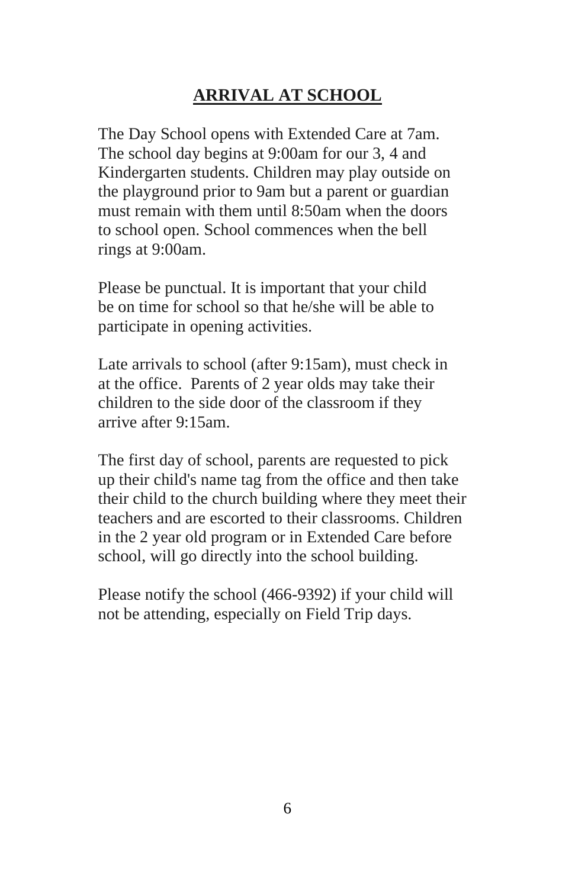## ARRIVAL AT SCHOOL

The Day School opens with Extended Care at 7am. The school day begins at 9:00am for our 3, 4 and Kindergarten students. Children may play outside on the playground prior to 9am but a parent or guardian must remain with them until 8:50am when the doors to school open. School commences when the bell rings at 9:00am.

Please be punctual. It is important that your child be on time for school so that he/she will be able to participate in opening activities.

Late arrivals to school (after 9:15am), must check in at the office.  Parents of 2 year olds may take their children to the side door of the classroom if they arrive after 9:15am.

The first day of school, parents are requested to pick up their child's name tag from the office and then take their child to the church building where they meet their teachers and are escorted to their classrooms. Children in the 2 year old program or in Extended Care before school, will go directly into the school building.

Please notify the school (466-9392) if your child will not be attending, especially on Field Trip days.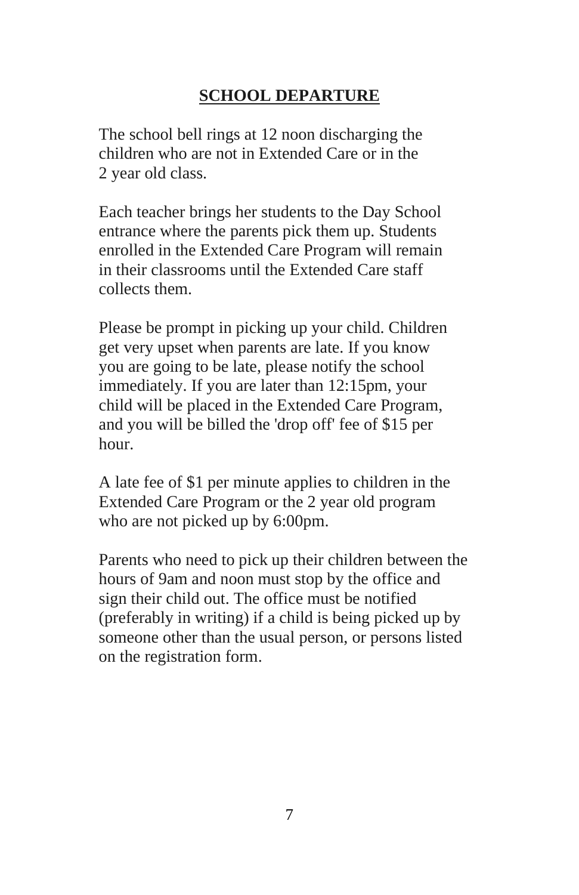## SCHOOL DEPARTURE

The school bell rings at 12 noon discharging the children who are not in Extended Care or in the 2 year old class.

Each teacher brings her students to the Day School entrance where the parents pick them up. Students enrolled in the Extended Care Program will remain in their classrooms until the Extended Care staff collects them.

Please be prompt in picking up your child. Children get very upset when parents are late. If you know you are going to be late, please notify the school immediately. If you are later than 12:15pm, your child will be placed in the Extended Care Program, and you will be billed the 'drop off' fee of $15 per hour.

A late fee of $1 per minute applies to children in the Extended Care Program or the 2 year old program who are not picked up by 6:00pm.

Parents who need to pick up their children between the hours of 9am and noon must stop by the office and sign their child out. The office must be notified (preferably in writing) if a child is being picked up by someone other than the usual person, or persons listed on the registration form.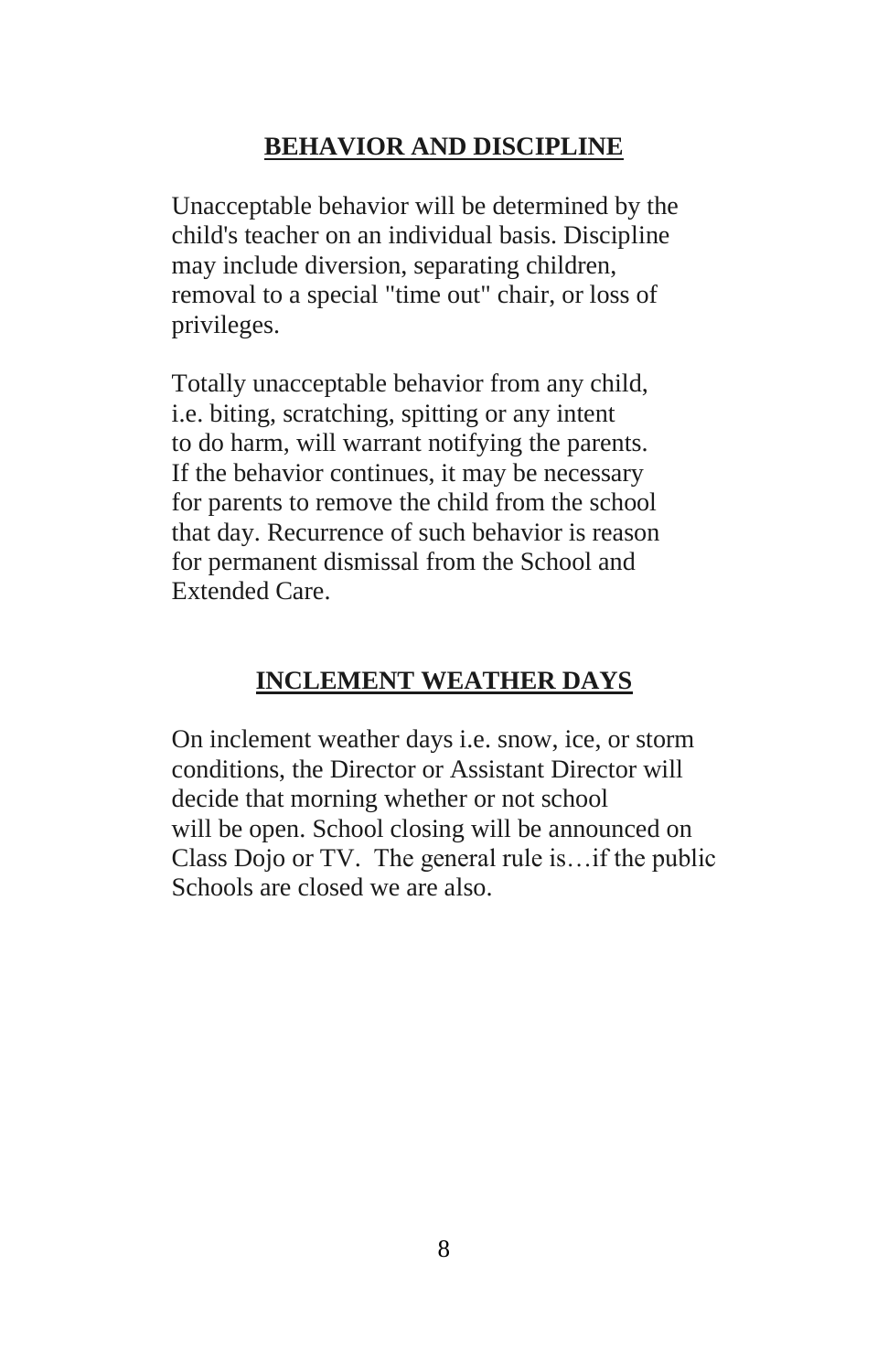## BEHAVIOR AND DISCIPLINE

Unacceptable behavior will be determined by the child's teacher on an individual basis. Discipline may include diversion, separating children, removal to a special "time out" chair, or loss of privileges.

Totally unacceptable behavior from any child, i.e. biting, scratching, spitting or any intent to do harm, will warrant notifying the parents. If the behavior continues, it may be necessary for parents to remove the child from the school that day. Recurrence of such behavior is reason for permanent dismissal from the School and Extended Care.

## INCLEMENT WEATHER DAYS

On inclement weather days i.e. snow, ice, or storm conditions, the Director or Assistant Director will decide that morning whether or not school will be open. School closing will be announced on Class Dojo or TV. The general rule is…if the public Schools are closed we are also.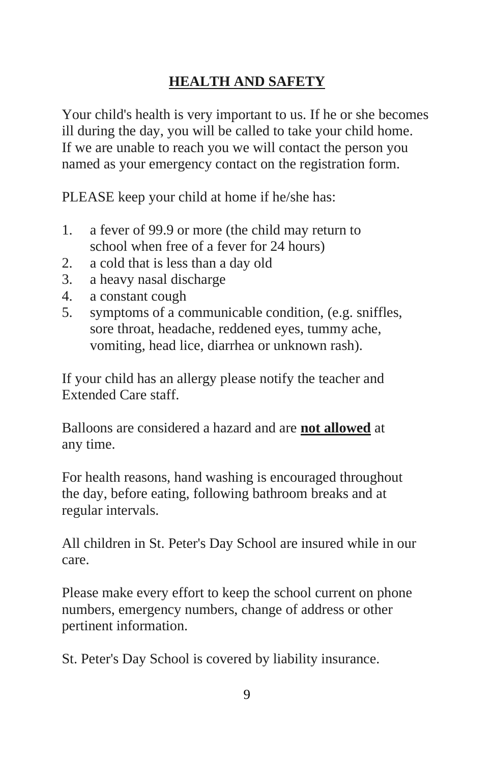## HEALTH AND SAFETY

Your child's health is very important to us. If he or she becomes ill during the day, you will be called to take your child home. If we are unable to reach you we will contact the person you named as your emergency contact on the registration form.

PLEASE keep your child at home if he/she has:

1. a fever of 99.9 or more (the child may return to school when free of a fever for 24 hours)
2. a cold that is less than a day old
3. a heavy nasal discharge
4. a constant cough
5. symptoms of a communicable condition, (e.g. sniffles, sore throat, headache, reddened eyes, tummy ache, vomiting, head lice, diarrhea or unknown rash).

If your child has an allergy please notify the teacher and Extended Care staff.

Balloons are considered a hazard and are **not allowed** at any time.

For health reasons, hand washing is encouraged throughout the day, before eating, following bathroom breaks and at regular intervals.

All children in St. Peter's Day School are insured while in our care.

Please make every effort to keep the school current on phone numbers, emergency numbers, change of address or other pertinent information.

St. Peter's Day School is covered by liability insurance.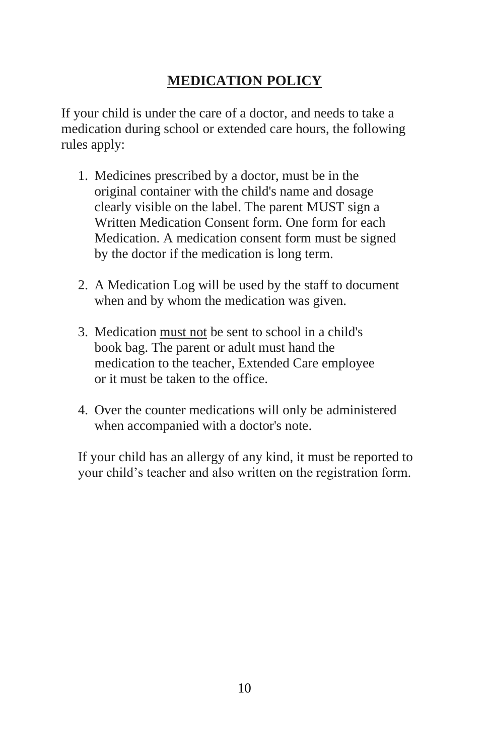# MEDICATION POLICY

If your child is under the care of a doctor, and needs to take a medication during school or extended care hours, the following rules apply:

1. Medicines prescribed by a doctor, must be in the original container with the child's name and dosage clearly visible on the label. The parent MUST sign a Written Medication Consent form. One form for each Medication. A medication consent form must be signed by the doctor if the medication is long term.

2. A Medication Log will be used by the staff to document when and by whom the medication was given.

3. Medication <u>must not</u> be sent to school in a child's book bag. The parent or adult must hand the medication to the teacher, Extended Care employee or it must be taken to the office.

4. Over the counter medications will only be administered when accompanied with a doctor's note.

If your child has an allergy of any kind, it must be reported to your child’s teacher and also written on the registration form.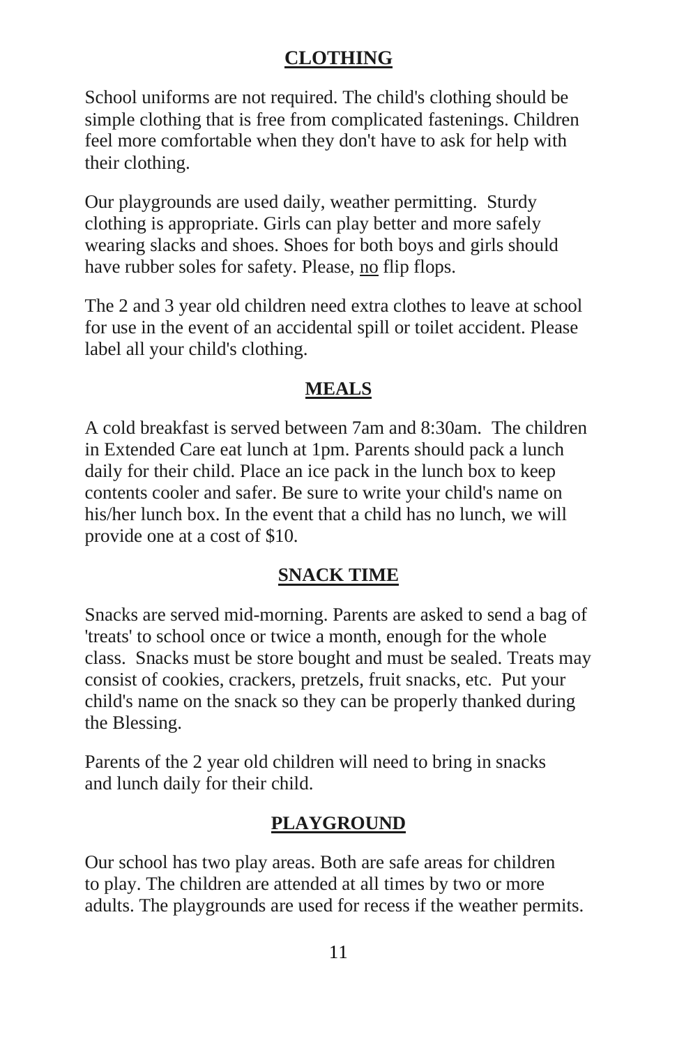## CLOTHING

School uniforms are not required. The child's clothing should be simple clothing that is free from complicated fastenings. Children feel more comfortable when they don't have to ask for help with their clothing.

Our playgrounds are used daily, weather permitting. Sturdy clothing is appropriate. Girls can play better and more safely wearing slacks and shoes. Shoes for both boys and girls should have rubber soles for safety. Please, <u>no</u> flip flops.

The 2 and 3 year old children need extra clothes to leave at school for use in the event of an accidental spill or toilet accident. Please label all your child's clothing.

## MEALS

A cold breakfast is served between 7am and 8:30am. The children in Extended Care eat lunch at 1pm. Parents should pack a lunch daily for their child. Place an ice pack in the lunch box to keep contents cooler and safer. Be sure to write your child's name on his/her lunch box. In the event that a child has no lunch, we will provide one at a cost of $10.

## SNACK TIME

Snacks are served mid-morning. Parents are asked to send a bag of 'treats' to school once or twice a month, enough for the whole class. Snacks must be store bought and must be sealed. Treats may consist of cookies, crackers, pretzels, fruit snacks, etc. Put your child's name on the snack so they can be properly thanked during the Blessing.

Parents of the 2 year old children will need to bring in snacks and lunch daily for their child.

## PLAYGROUND

Our school has two play areas. Both are safe areas for children to play. The children are attended at all times by two or more adults. The playgrounds are used for recess if the weather permits.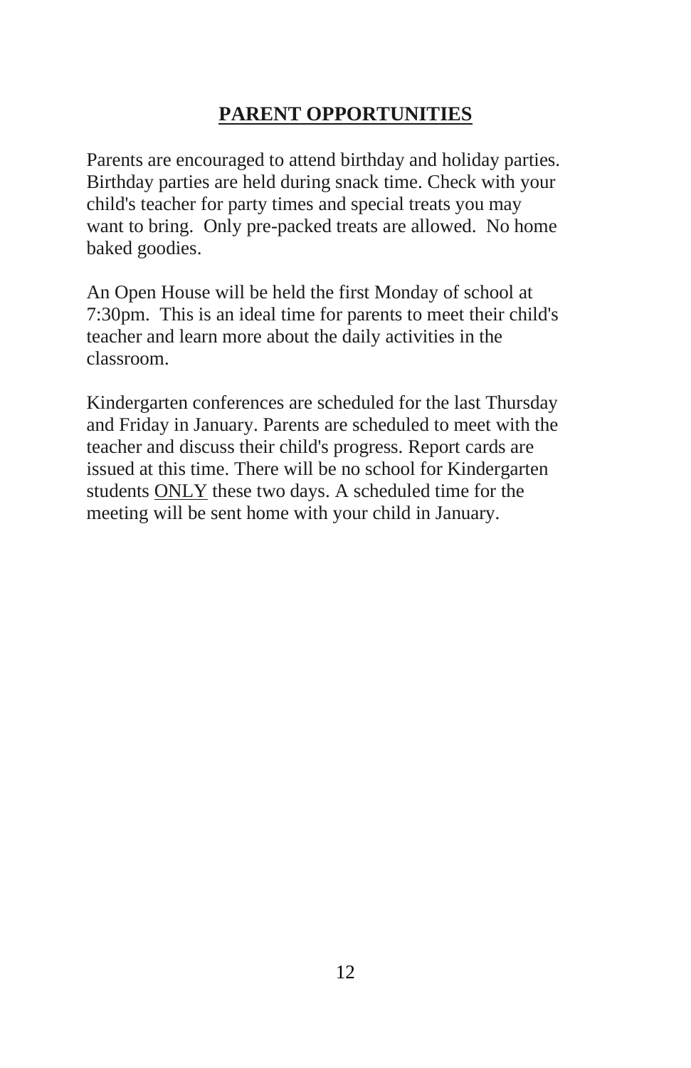## PARENT OPPORTUNITIES

Parents are encouraged to attend birthday and holiday parties. Birthday parties are held during snack time. Check with your child's teacher for party times and special treats you may want to bring. Only pre-packed treats are allowed. No home baked goodies.

An Open House will be held the first Monday of school at 7:30pm. This is an ideal time for parents to meet their child's teacher and learn more about the daily activities in the classroom.

Kindergarten conferences are scheduled for the last Thursday and Friday in January. Parents are scheduled to meet with the teacher and discuss their child's progress. Report cards are issued at this time. There will be no school for Kindergarten students ONLY these two days. A scheduled time for the meeting will be sent home with your child in January.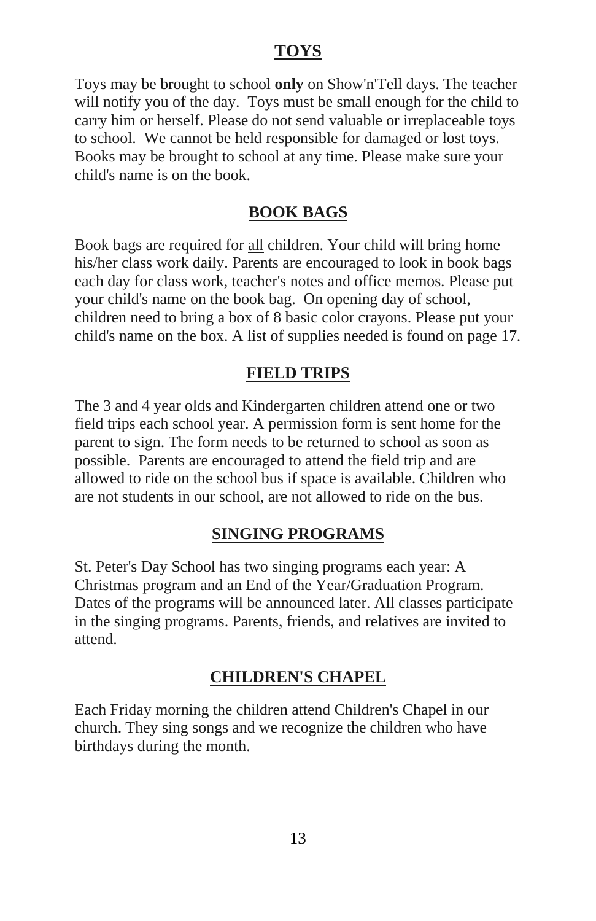## TOYS

Toys may be brought to school **only** on Show'n'Tell days. The teacher will notify you of the day. Toys must be small enough for the child to carry him or herself. Please do not send valuable or irreplaceable toys to school. We cannot be held responsible for damaged or lost toys. Books may be brought to school at any time. Please make sure your child's name is on the book.

## BOOK BAGS

Book bags are required for all children. Your child will bring home his/her class work daily. Parents are encouraged to look in book bags each day for class work, teacher's notes and office memos. Please put your child's name on the book bag. On opening day of school, children need to bring a box of 8 basic color crayons. Please put your child's name on the box. A list of supplies needed is found on page 17.

## FIELD TRIPS

The 3 and 4 year olds and Kindergarten children attend one or two field trips each school year. A permission form is sent home for the parent to sign. The form needs to be returned to school as soon as possible. Parents are encouraged to attend the field trip and are allowed to ride on the school bus if space is available. Children who are not students in our school, are not allowed to ride on the bus.

## SINGING PROGRAMS

St. Peter's Day School has two singing programs each year: A Christmas program and an End of the Year/Graduation Program. Dates of the programs will be announced later. All classes participate in the singing programs. Parents, friends, and relatives are invited to attend.

## CHILDREN'S CHAPEL

Each Friday morning the children attend Children's Chapel in our church. They sing songs and we recognize the children who have birthdays during the month.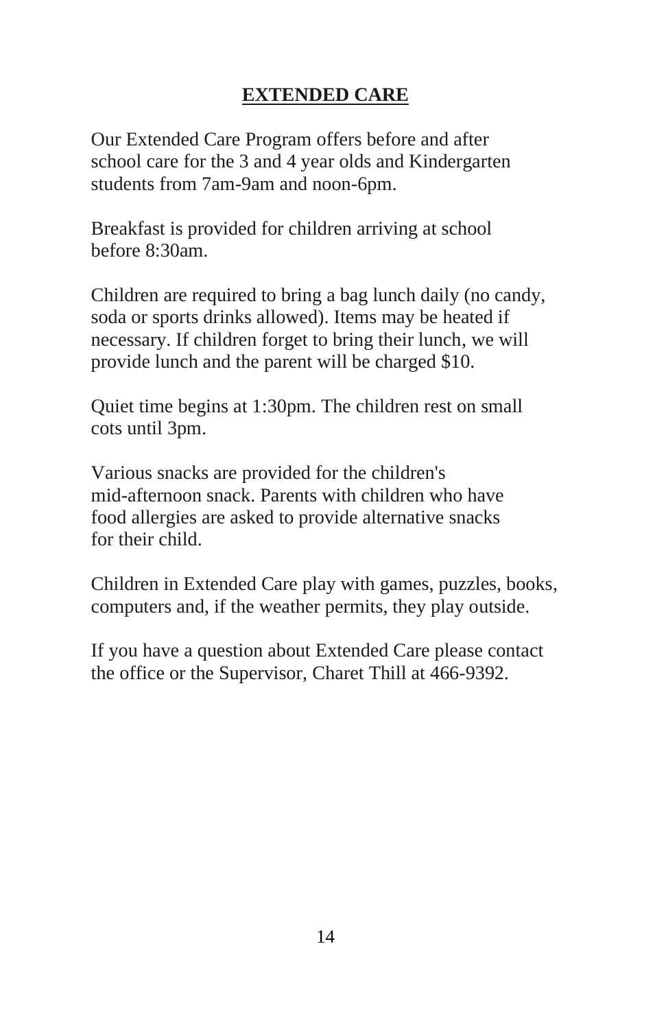## EXTENDED CARE

Our Extended Care Program offers before and after school care for the 3 and 4 year olds and Kindergarten students from 7am-9am and noon-6pm.

Breakfast is provided for children arriving at school before 8:30am.

Children are required to bring a bag lunch daily (no candy, soda or sports drinks allowed). Items may be heated if necessary. If children forget to bring their lunch, we will provide lunch and the parent will be charged $10.

Quiet time begins at 1:30pm. The children rest on small cots until 3pm.

Various snacks are provided for the children's mid-afternoon snack. Parents with children who have food allergies are asked to provide alternative snacks for their child.

Children in Extended Care play with games, puzzles, books, computers and, if the weather permits, they play outside.

If you have a question about Extended Care please contact the office or the Supervisor, Charet Thill at 466-9392.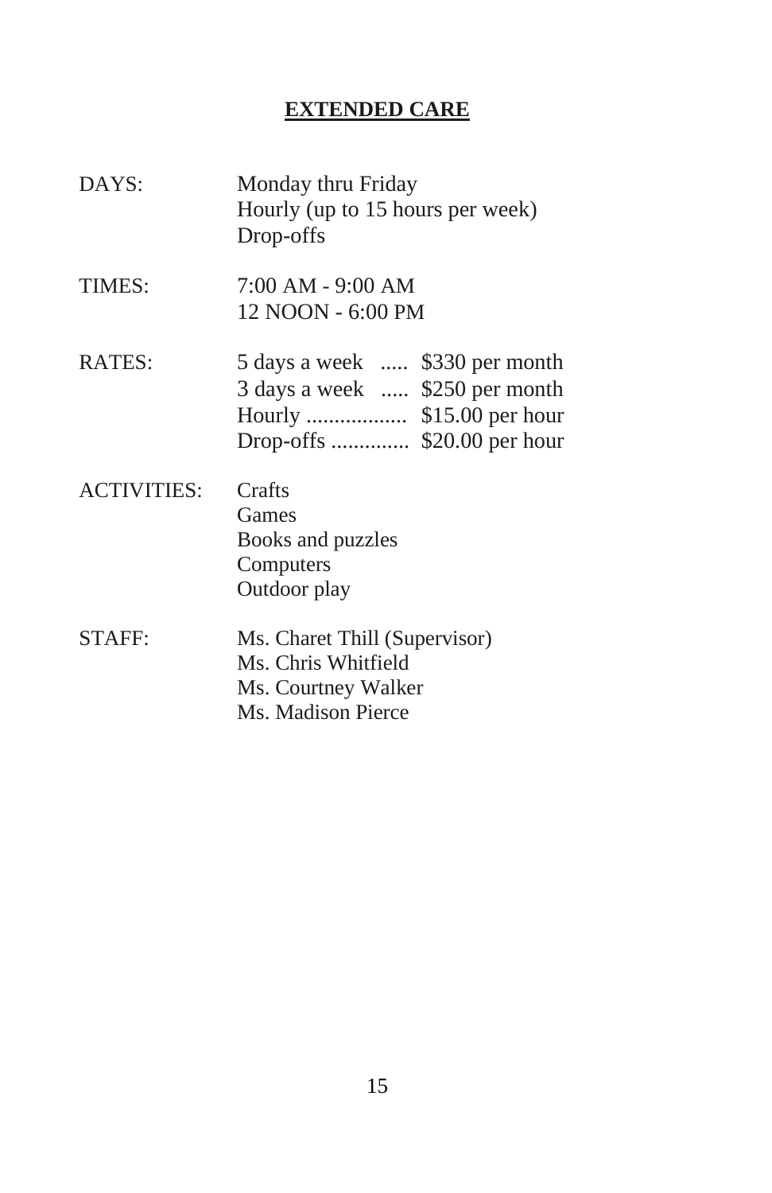## EXTENDED CARE

| | |
|---|---|
| DAYS: | Monday thru Friday<br>Hourly (up to 15 hours per week)<br>Drop-offs |
| TIMES: | 7:00 AM - 9:00 AM<br>12 NOON - 6:00 PM |
| RATES: | 5 days a week ..... $330 per month<br>3 days a week ..... $250 per month<br>Hourly .................. $15.00 per hour<br>Drop-offs .............. $20.00 per hour |
| ACTIVITIES: | Crafts<br>Games<br>Books and puzzles<br>Computers<br>Outdoor play |
| STAFF: | Ms. Charet Thill (Supervisor)<br>Ms. Chris Whitfield<br>Ms. Courtney Walker<br>Ms. Madison Pierce |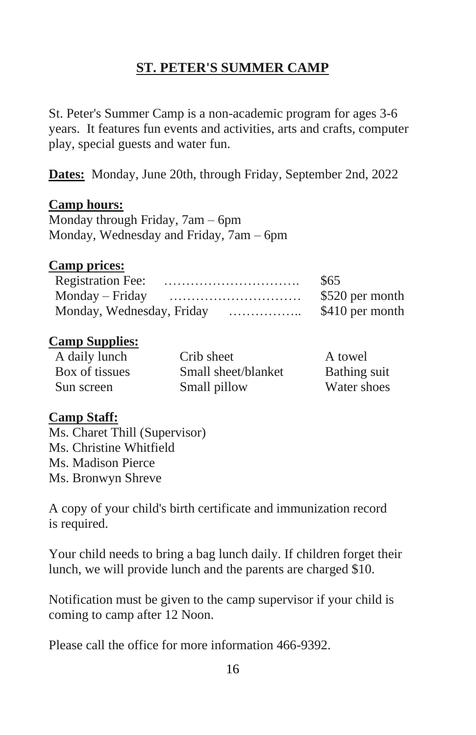# ST. PETER'S SUMMER CAMP

St. Peter's Summer Camp is a non-academic program for ages 3-6 years. It features fun events and activities, arts and crafts, computer play, special guests and water fun.

**Dates:** Monday, June 20th, through Friday, September 2nd, 2022

**Camp hours:**
Monday through Friday, 7am – 6pm
Monday, Wednesday and Friday, 7am – 6pm

**Camp prices:**

| | |
|---|---|
| Registration Fee: …………………………. | $65 |
| Monday – Friday ………………………… | $520 per month |
| Monday, Wednesday, Friday …………….. | $410 per month |

**Camp Supplies:**

| | | |
|---|---|---|
| A daily lunch | Crib sheet | A towel |
| Box of tissues | Small sheet/blanket | Bathing suit |
| Sun screen | Small pillow | Water shoes |

**Camp Staff:**
Ms. Charet Thill (Supervisor)
Ms. Christine Whitfield
Ms. Madison Pierce
Ms. Bronwyn Shreve

A copy of your child's birth certificate and immunization record is required.

Your child needs to bring a bag lunch daily. If children forget their lunch, we will provide lunch and the parents are charged $10.

Notification must be given to the camp supervisor if your child is coming to camp after 12 Noon.

Please call the office for more information 466-9392.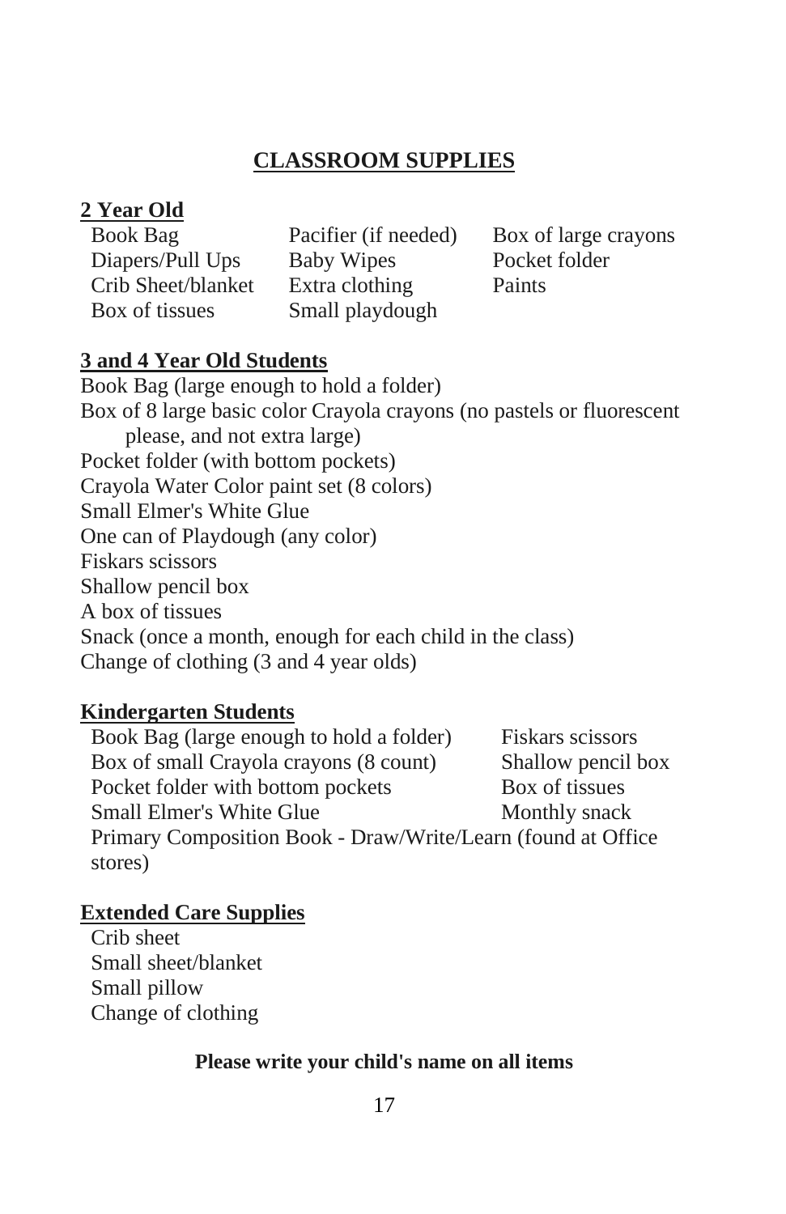# CLASSROOM SUPPLIES

## 2 Year Old

- Book Bag
- Diapers/Pull Ups
- Crib Sheet/blanket
- Box of tissues
- Pacifier (if needed)
- Baby Wipes
- Extra clothing
- Small playdough
- Box of large crayons
- Pocket folder
- Paints

## 3 and 4 Year Old Students

Book Bag (large enough to hold a folder)
Box of 8 large basic color Crayola crayons (no pastels or fluorescent please, and not extra large)
Pocket folder (with bottom pockets)
Crayola Water Color paint set (8 colors)
Small Elmer's White Glue
One can of Playdough (any color)
Fiskars scissors
Shallow pencil box
A box of tissues
Snack (once a month, enough for each child in the class)
Change of clothing (3 and 4 year olds)

## Kindergarten Students

- Book Bag (large enough to hold a folder)
- Box of small Crayola crayons (8 count)
- Pocket folder with bottom pockets
- Small Elmer's White Glue
- Fiskars scissors
- Shallow pencil box
- Box of tissues
- Monthly snack
- Primary Composition Book - Draw/Write/Learn (found at Office stores)

## Extended Care Supplies

- Crib sheet
- Small sheet/blanket
- Small pillow
- Change of clothing

**Please write your child's name on all items**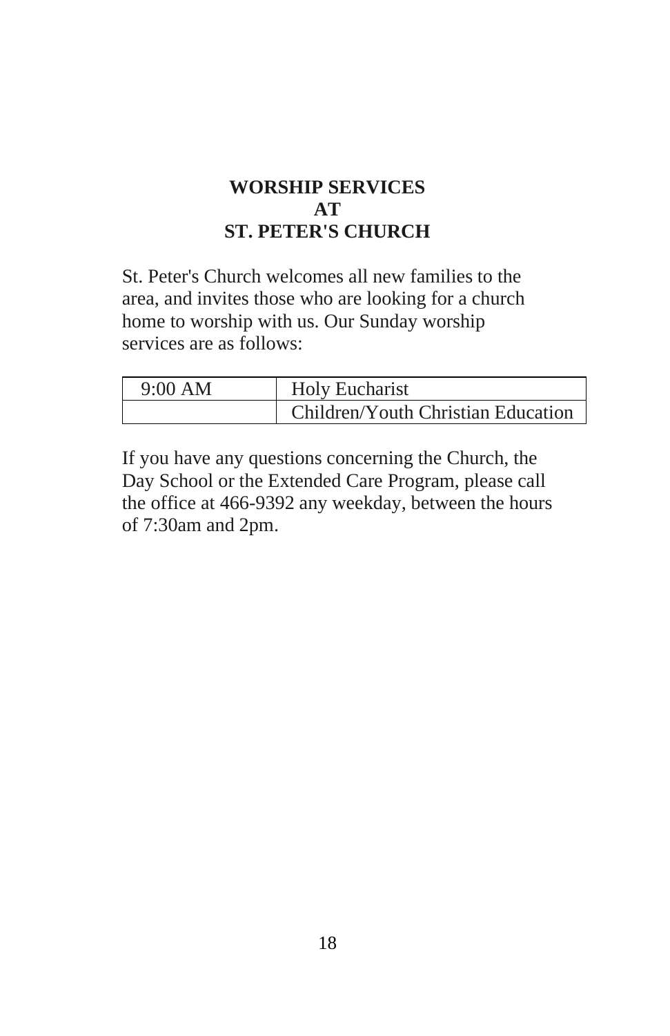**WORSHIP SERVICES**
**AT**
**ST. PETER'S CHURCH**

St. Peter's Church welcomes all new families to the area, and invites those who are looking for a church home to worship with us. Our Sunday worship services are as follows:

| | |
|---|---|
| 9:00 AM | Holy Eucharist |
| | Children/Youth Christian Education |

If you have any questions concerning the Church, the Day School or the Extended Care Program, please call the office at 466-9392 any weekday, between the hours of 7:30am and 2pm.